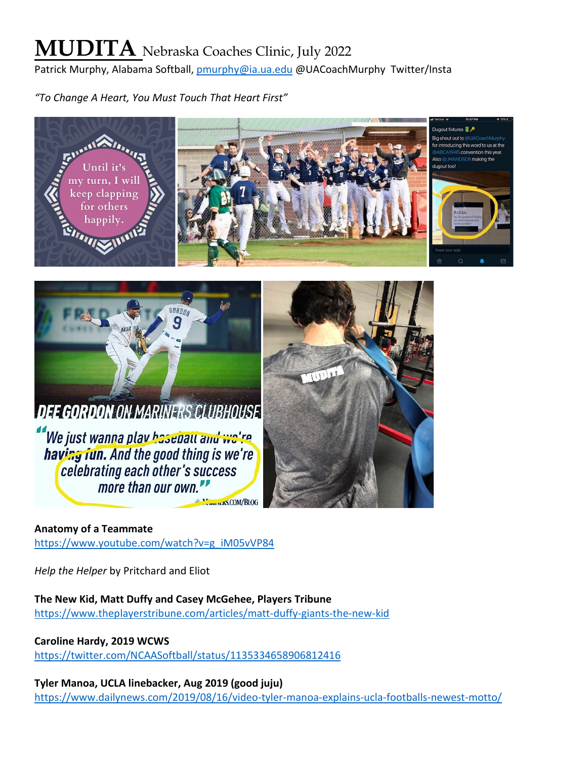# MUDITA Nebraska Coaches Clinic, July 2022

Patrick Murphy, Alabama Softball, pmurphy@ia.ua.edu @UACoachMurphy Twitter/Insta

*"To Change A Heart, You Must Touch That Heart First"*

**Anatomy of a Teammate**
https://www.youtube.com/watch?v=g_iM05vVP84

*Help the Helper* by Pritchard and Eliot

**The New Kid, Matt Duffy and Casey McGehee, Players Tribune**
https://www.theplayerstribune.com/articles/matt-duffy-giants-the-new-kid

**Caroline Hardy, 2019 WCWS**
https://twitter.com/NCAASoftball/status/1135334658906812416

**Tyler Manoa, UCLA linebacker, Aug 2019 (good juju)**
https://www.dailynews.com/2019/08/16/video-tyler-manoa-explains-ucla-footballs-newest-motto/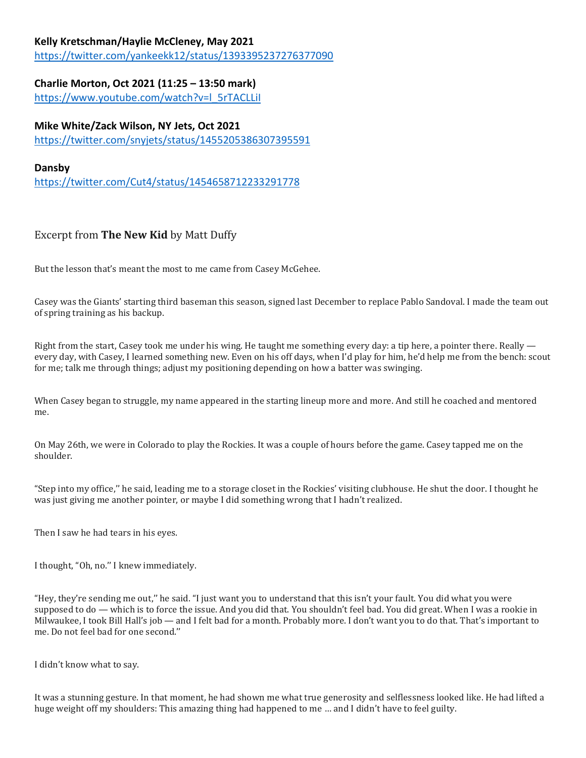**Kelly Kretschman/Haylie McCleney, May 2021**
https://twitter.com/yankeekk12/status/1393395237276377090

**Charlie Morton, Oct 2021 (11:25 – 13:50 mark)**
https://www.youtube.com/watch?v=l_5rTACLLiI

**Mike White/Zack Wilson, NY Jets, Oct 2021**
https://twitter.com/snyjets/status/1455205386307395591

**Dansby**
https://twitter.com/Cut4/status/1454658712233291778

Excerpt from **The New Kid** by Matt Duffy

But the lesson that's meant the most to me came from Casey McGehee.

Casey was the Giants' starting third baseman this season, signed last December to replace Pablo Sandoval. I made the team out of spring training as his backup.

Right from the start, Casey took me under his wing. He taught me something every day: a tip here, a pointer there. Really — every day, with Casey, I learned something new. Even on his off days, when I'd play for him, he'd help me from the bench: scout for me; talk me through things; adjust my positioning depending on how a batter was swinging.

When Casey began to struggle, my name appeared in the starting lineup more and more. And still he coached and mentored me.

On May 26th, we were in Colorado to play the Rockies. It was a couple of hours before the game. Casey tapped me on the shoulder.

"Step into my office,'' he said, leading me to a storage closet in the Rockies' visiting clubhouse. He shut the door. I thought he was just giving me another pointer, or maybe I did something wrong that I hadn't realized.

Then I saw he had tears in his eyes.

I thought, "Oh, no.'' I knew immediately.

"Hey, they're sending me out,'' he said. "I just want you to understand that this isn't your fault. You did what you were supposed to do — which is to force the issue. And you did that. You shouldn't feel bad. You did great. When I was a rookie in Milwaukee, I took Bill Hall's job — and I felt bad for a month. Probably more. I don't want you to do that. That's important to me. Do not feel bad for one second.''

I didn't know what to say.

It was a stunning gesture. In that moment, he had shown me what true generosity and selflessness looked like. He had lifted a huge weight off my shoulders: This amazing thing had happened to me … and I didn't have to feel guilty.